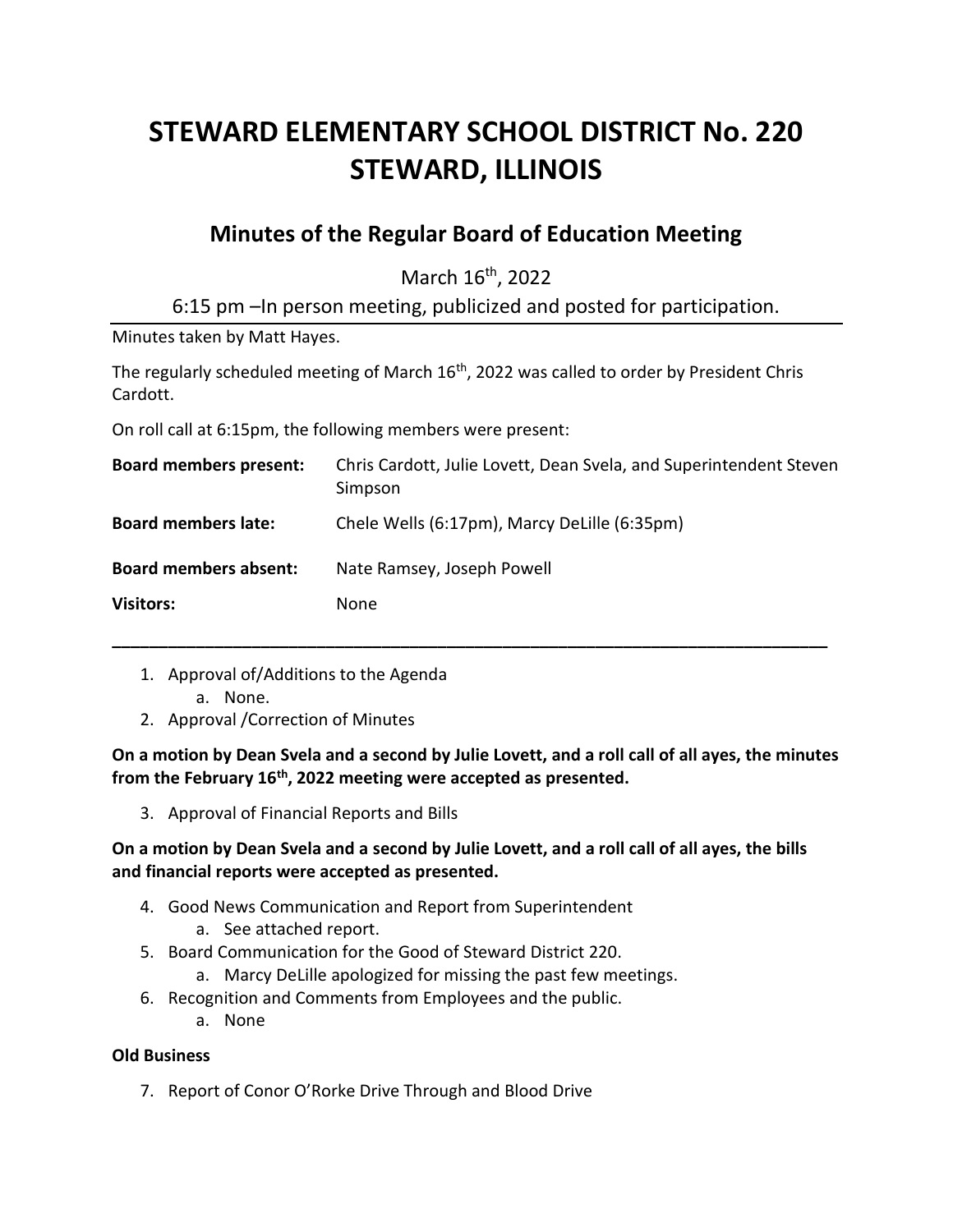# STEWARD ELEMENTARY SCHOOL DISTRICT No. 220
# STEWARD, ILLINOIS

## Minutes of the Regular Board of Education Meeting

March 16th, 2022

6:15 pm –In person meeting, publicized and posted for participation.

Minutes taken by Matt Hayes.

The regularly scheduled meeting of March 16th, 2022 was called to order by President Chris Cardott.

On roll call at 6:15pm, the following members were present:

| | |
|---|---|
| **Board members present:** | Chris Cardott, Julie Lovett, Dean Svela, and Superintendent Steven Simpson |
| **Board members late:** | Chele Wells (6:17pm), Marcy DeLille (6:35pm) |
| **Board members absent:** | Nate Ramsey, Joseph Powell |
| **Visitors:** | None |

---

1. Approval of/Additions to the Agenda
   a. None.
2. Approval /Correction of Minutes

**On a motion by Dean Svela and a second by Julie Lovett, and a roll call of all ayes, the minutes from the February 16th, 2022 meeting were accepted as presented.**

3. Approval of Financial Reports and Bills

**On a motion by Dean Svela and a second by Julie Lovett, and a roll call of all ayes, the bills and financial reports were accepted as presented.**

4. Good News Communication and Report from Superintendent
   a. See attached report.
5. Board Communication for the Good of Steward District 220.
   a. Marcy DeLille apologized for missing the past few meetings.
6. Recognition and Comments from Employees and the public.
   a. None

**Old Business**

7. Report of Conor O'Rorke Drive Through and Blood Drive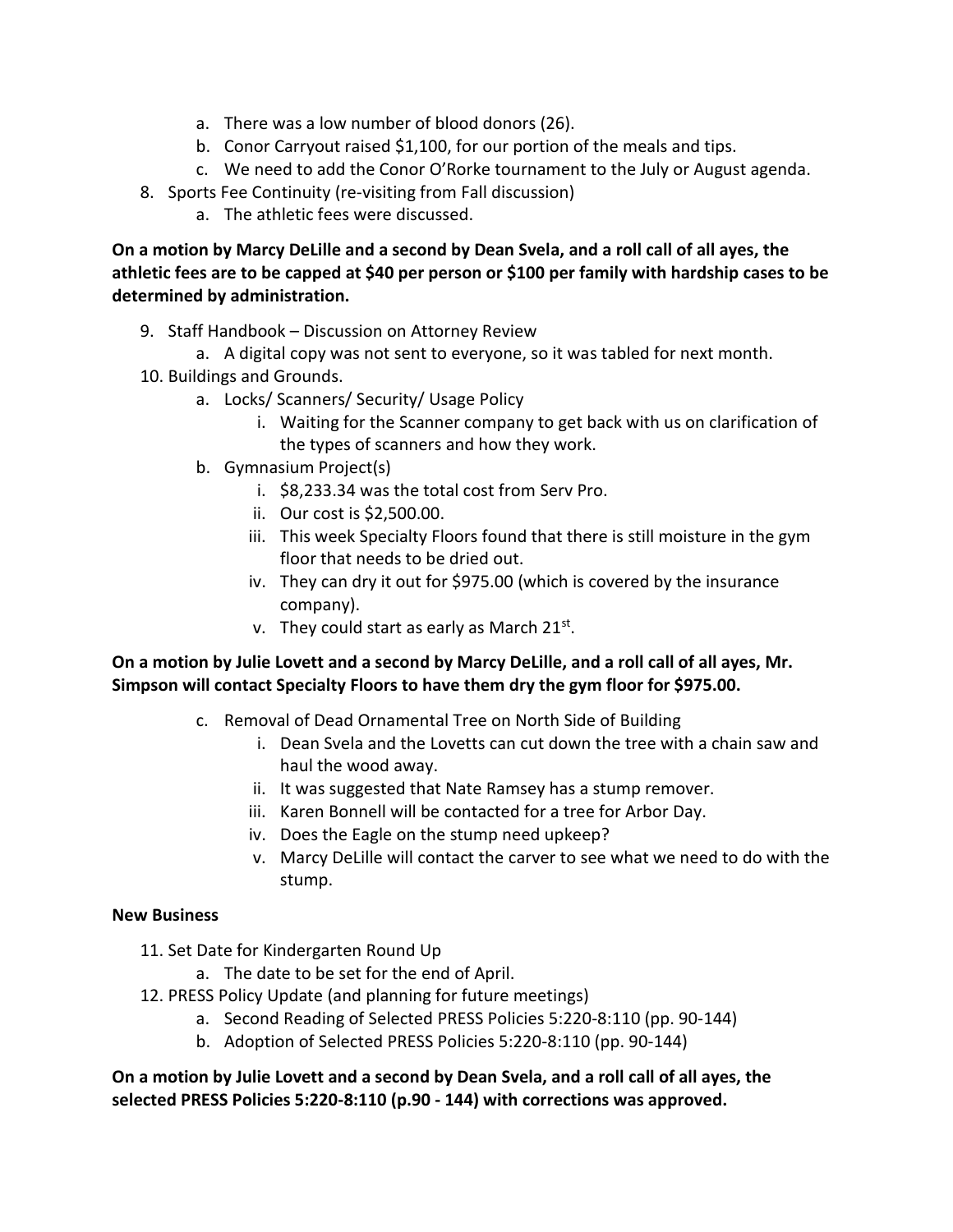a. There was a low number of blood donors (26).
   b. Conor Carryout raised $1,100, for our portion of the meals and tips.
   c. We need to add the Conor O'Rorke tournament to the July or August agenda.

8. Sports Fee Continuity (re-visiting from Fall discussion)
   a. The athletic fees were discussed.

**On a motion by Marcy DeLille and a second by Dean Svela, and a roll call of all ayes, the athletic fees are to be capped at $40 per person or $100 per family with hardship cases to be determined by administration.**

9. Staff Handbook – Discussion on Attorney Review
   a. A digital copy was not sent to everyone, so it was tabled for next month.
10. Buildings and Grounds.
    a. Locks/ Scanners/ Security/ Usage Policy
       i. Waiting for the Scanner company to get back with us on clarification of the types of scanners and how they work.
    b. Gymnasium Project(s)
       i. $8,233.34 was the total cost from Serv Pro.
       ii. Our cost is $2,500.00.
       iii. This week Specialty Floors found that there is still moisture in the gym floor that needs to be dried out.
       iv. They can dry it out for $975.00 (which is covered by the insurance company).
       v. They could start as early as March 21st.

**On a motion by Julie Lovett and a second by Marcy DeLille, and a roll call of all ayes, Mr. Simpson will contact Specialty Floors to have them dry the gym floor for $975.00.**

    c. Removal of Dead Ornamental Tree on North Side of Building
       i. Dean Svela and the Lovetts can cut down the tree with a chain saw and haul the wood away.
       ii. It was suggested that Nate Ramsey has a stump remover.
       iii. Karen Bonnell will be contacted for a tree for Arbor Day.
       iv. Does the Eagle on the stump need upkeep?
       v. Marcy DeLille will contact the carver to see what we need to do with the stump.

**New Business**

11. Set Date for Kindergarten Round Up
    a. The date to be set for the end of April.
12. PRESS Policy Update (and planning for future meetings)
    a. Second Reading of Selected PRESS Policies 5:220-8:110 (pp. 90-144)
    b. Adoption of Selected PRESS Policies 5:220-8:110 (pp. 90-144)

**On a motion by Julie Lovett and a second by Dean Svela, and a roll call of all ayes, the selected PRESS Policies 5:220-8:110 (p.90 - 144) with corrections was approved.**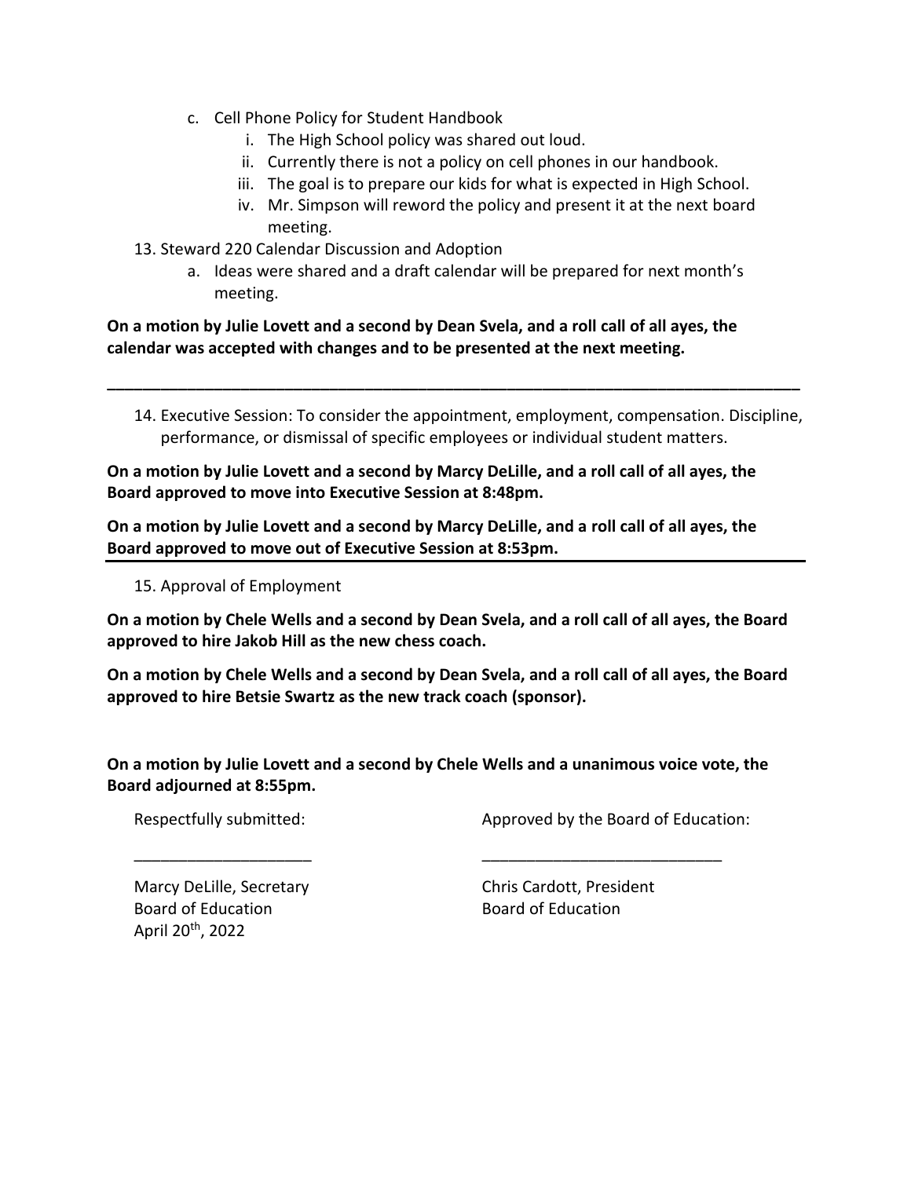c. Cell Phone Policy for Student Handbook
   i. The High School policy was shared out loud.
   ii. Currently there is not a policy on cell phones in our handbook.
   iii. The goal is to prepare our kids for what is expected in High School.
   iv. Mr. Simpson will reword the policy and present it at the next board meeting.

13. Steward 220 Calendar Discussion and Adoption
    a. Ideas were shared and a draft calendar will be prepared for next month's meeting.

**On a motion by Julie Lovett and a second by Dean Svela, and a roll call of all ayes, the calendar was accepted with changes and to be presented at the next meeting.**

---

14. Executive Session: To consider the appointment, employment, compensation. Discipline, performance, or dismissal of specific employees or individual student matters.

**On a motion by Julie Lovett and a second by Marcy DeLille, and a roll call of all ayes, the Board approved to move into Executive Session at 8:48pm.**

**On a motion by Julie Lovett and a second by Marcy DeLille, and a roll call of all ayes, the Board approved to move out of Executive Session at 8:53pm.**

---

15. Approval of Employment

**On a motion by Chele Wells and a second by Dean Svela, and a roll call of all ayes, the Board approved to hire Jakob Hill as the new chess coach.**

**On a motion by Chele Wells and a second by Dean Svela, and a roll call of all ayes, the Board approved to hire Betsie Swartz as the new track coach (sponsor).**

**On a motion by Julie Lovett and a second by Chele Wells and a unanimous voice vote, the Board adjourned at 8:55pm.**

Respectfully submitted:

\_\_\_\_\_\_\_\_\_\_\_\_\_\_\_\_\_\_\_\_

Marcy DeLille, Secretary
Board of Education
April 20th, 2022

Approved by the Board of Education:

\_\_\_\_\_\_\_\_\_\_\_\_\_\_\_\_\_\_\_\_\_\_\_\_\_\_\_\_

Chris Cardott, President
Board of Education